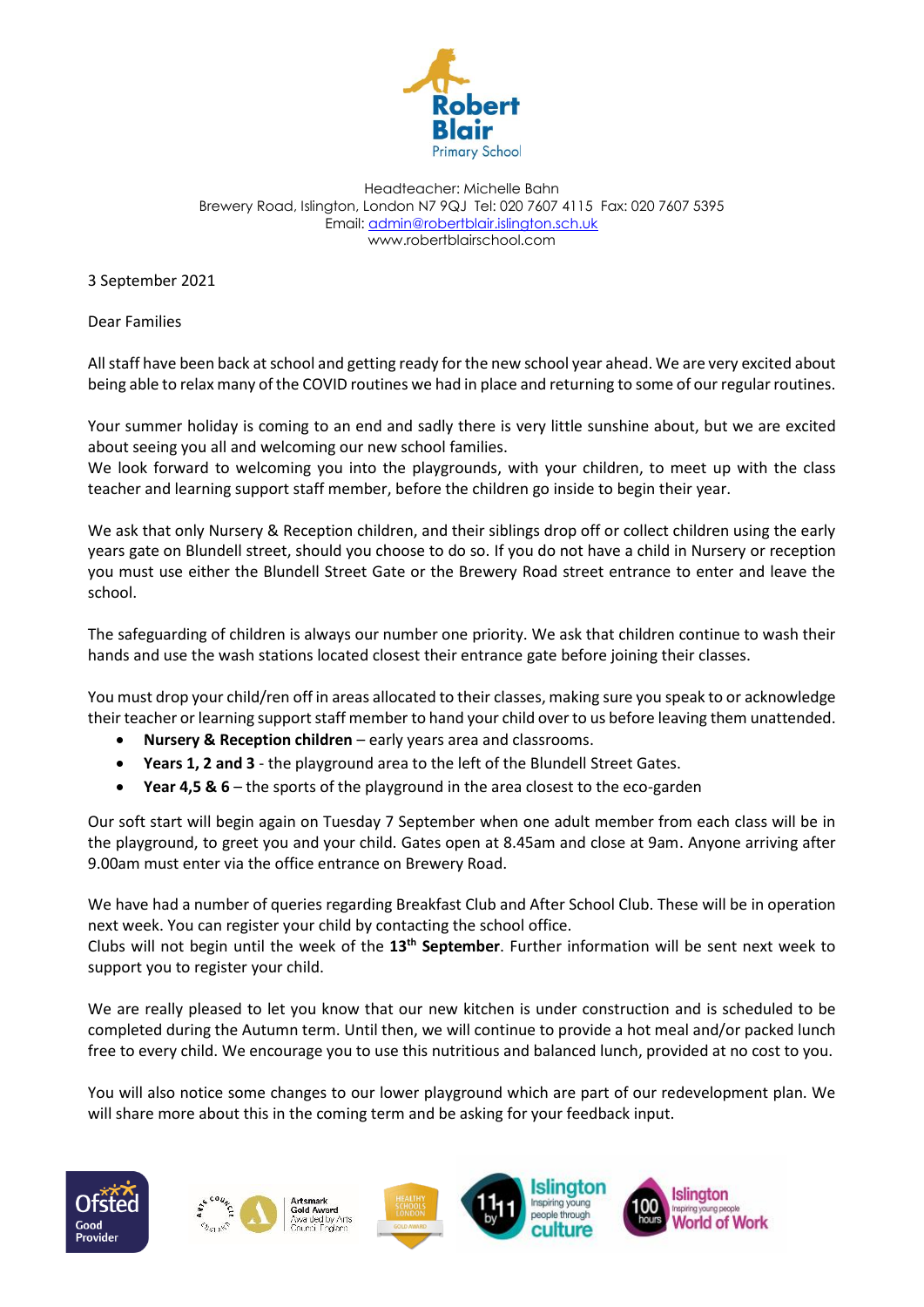Robert Blair Primary School

Headteacher: Michelle Bahn
Brewery Road, Islington, London N7 9QJ Tel: 020 7607 4115 Fax: 020 7607 5395
Email: admin@robertblair.islington.sch.uk
www.robertblairschool.com

3 September 2021

Dear Families

All staff have been back at school and getting ready for the new school year ahead. We are very excited about being able to relax many of the COVID routines we had in place and returning to some of our regular routines.

Your summer holiday is coming to an end and sadly there is very little sunshine about, but we are excited about seeing you all and welcoming our new school families.
We look forward to welcoming you into the playgrounds, with your children, to meet up with the class teacher and learning support staff member, before the children go inside to begin their year.

We ask that only Nursery & Reception children, and their siblings drop off or collect children using the early years gate on Blundell street, should you choose to do so. If you do not have a child in Nursery or reception you must use either the Blundell Street Gate or the Brewery Road street entrance to enter and leave the school.

The safeguarding of children is always our number one priority. We ask that children continue to wash their hands and use the wash stations located closest their entrance gate before joining their classes.

You must drop your child/ren off in areas allocated to their classes, making sure you speak to or acknowledge their teacher or learning support staff member to hand your child over to us before leaving them unattended.

- **Nursery & Reception children** – early years area and classrooms.
- **Years 1, 2 and 3** - the playground area to the left of the Blundell Street Gates.
- **Year 4,5 & 6** – the sports of the playground in the area closest to the eco-garden

Our soft start will begin again on Tuesday 7 September when one adult member from each class will be in the playground, to greet you and your child. Gates open at 8.45am and close at 9am. Anyone arriving after 9.00am must enter via the office entrance on Brewery Road.

We have had a number of queries regarding Breakfast Club and After School Club. These will be in operation next week. You can register your child by contacting the school office.
Clubs will not begin until the week of the **13th September**. Further information will be sent next week to support you to register your child.

We are really pleased to let you know that our new kitchen is under construction and is scheduled to be completed during the Autumn term. Until then, we will continue to provide a hot meal and/or packed lunch free to every child. We encourage you to use this nutritious and balanced lunch, provided at no cost to you.

You will also notice some changes to our lower playground which are part of our redevelopment plan. We will share more about this in the coming term and be asking for your feedback input.

Ofsted Good Provider | Artsmark Gold Award Awarded by Arts Council England | Healthy Schools London Gold Award | 11 by 11 Islington Inspiring young people through culture | 100 hours Islington Inspiring young people World of Work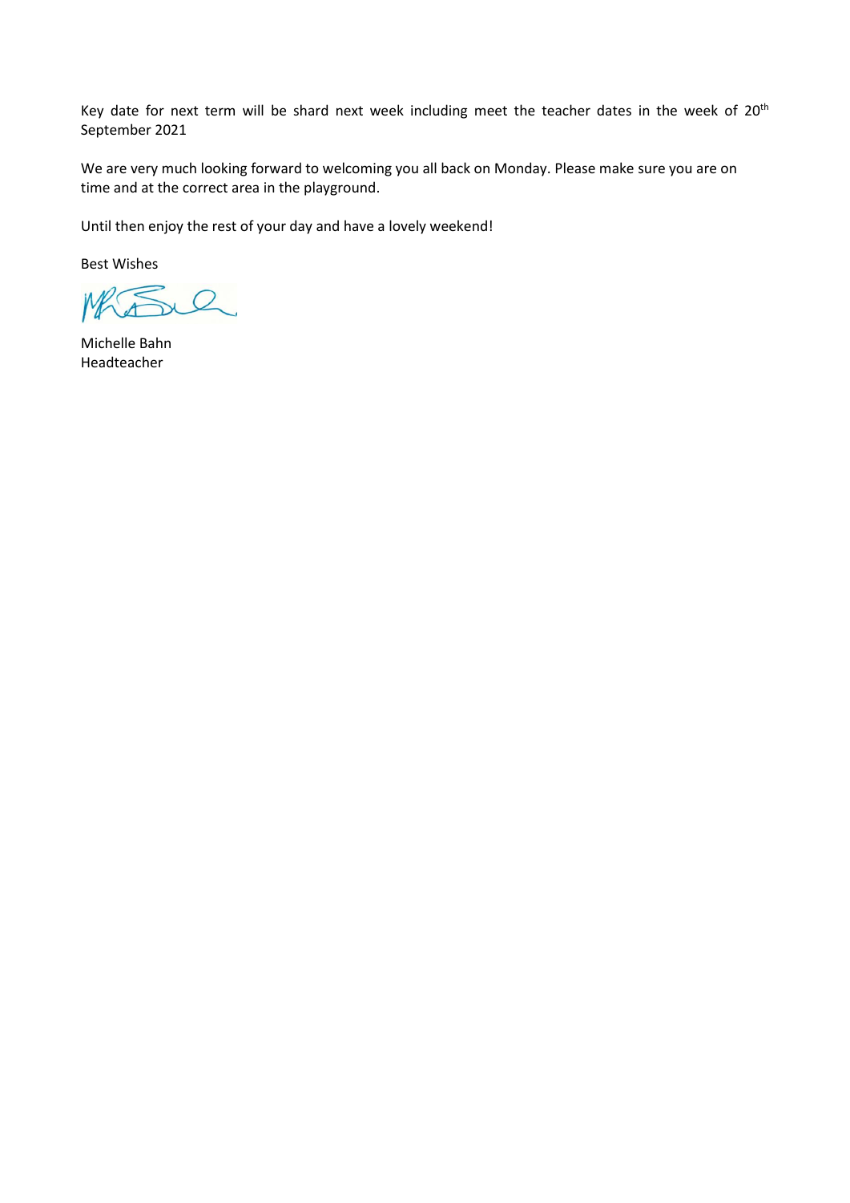Key date for next term will be shard next week including meet the teacher dates in the week of 20th September 2021

We are very much looking forward to welcoming you all back on Monday. Please make sure you are on time and at the correct area in the playground.

Until then enjoy the rest of your day and have a lovely weekend!

Best Wishes

Michelle Bahn  
Headteacher